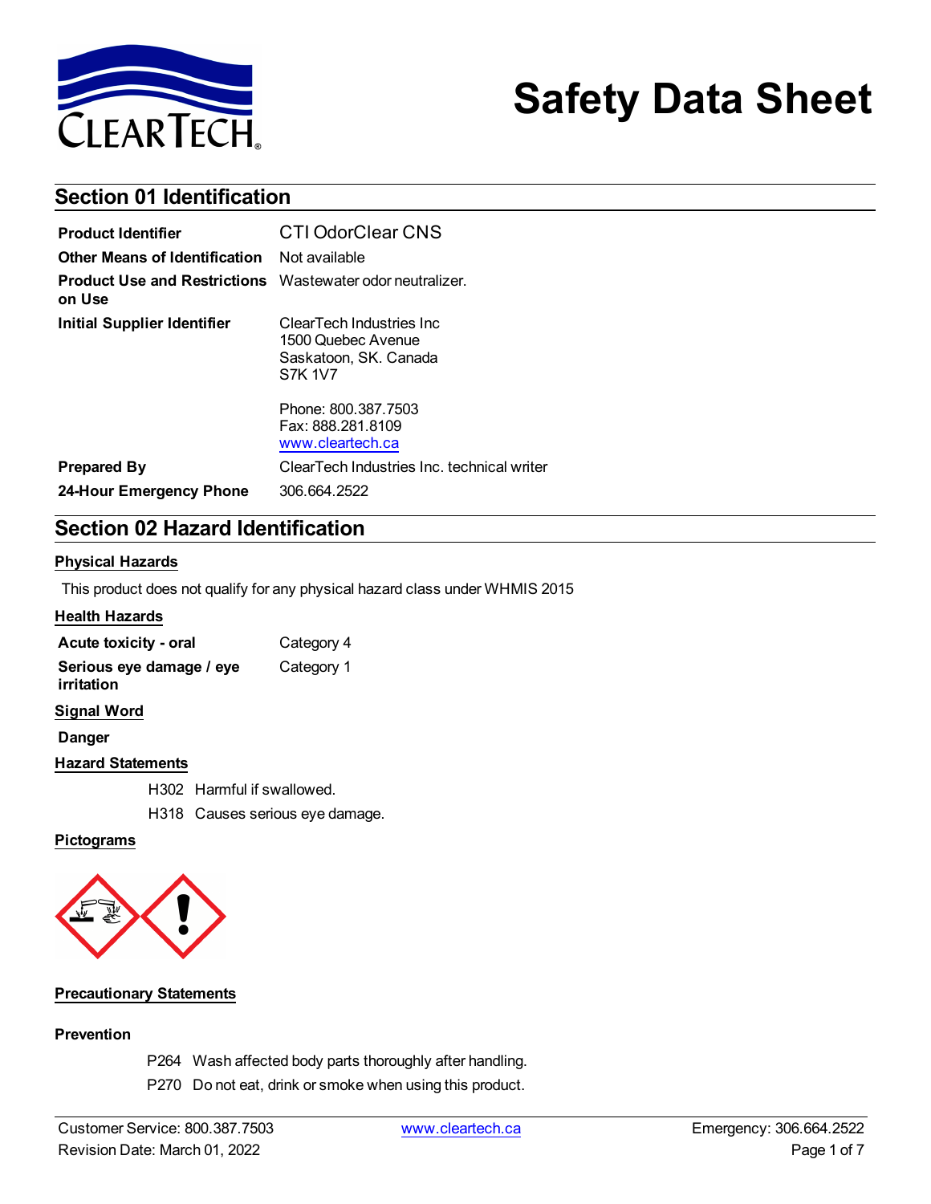# Safety Data Sheet

## Section 01 Identification

| | |
|---|---|
| **Product Identifier** | CTI OdorClear CNS |
| **Other Means of Identification** | Not available |
| **Product Use and Restrictions on Use** | Wastewater odor neutralizer. |
| **Initial Supplier Identifier** | ClearTech Industries Inc<br>1500 Quebec Avenue<br>Saskatoon, SK. Canada<br>S7K 1V7<br><br>Phone: 800.387.7503<br>Fax: 888.281.8109<br>www.cleartech.ca |
| **Prepared By** | ClearTech Industries Inc. technical writer |
| **24-Hour Emergency Phone** | 306.664.2522 |

## Section 02 Hazard Identification

### Physical Hazards

This product does not qualify for any physical hazard class under WHMIS 2015

### Health Hazards

| | |
|---|---|
| **Acute toxicity - oral** | Category 4 |
| **Serious eye damage / eye irritation** | Category 1 |

### Signal Word

**Danger**

### Hazard Statements

H302 Harmful if swallowed.

H318 Causes serious eye damage.

### Pictograms

### Precautionary Statements

#### Prevention

P264 Wash affected body parts thoroughly after handling.

P270 Do not eat, drink or smoke when using this product.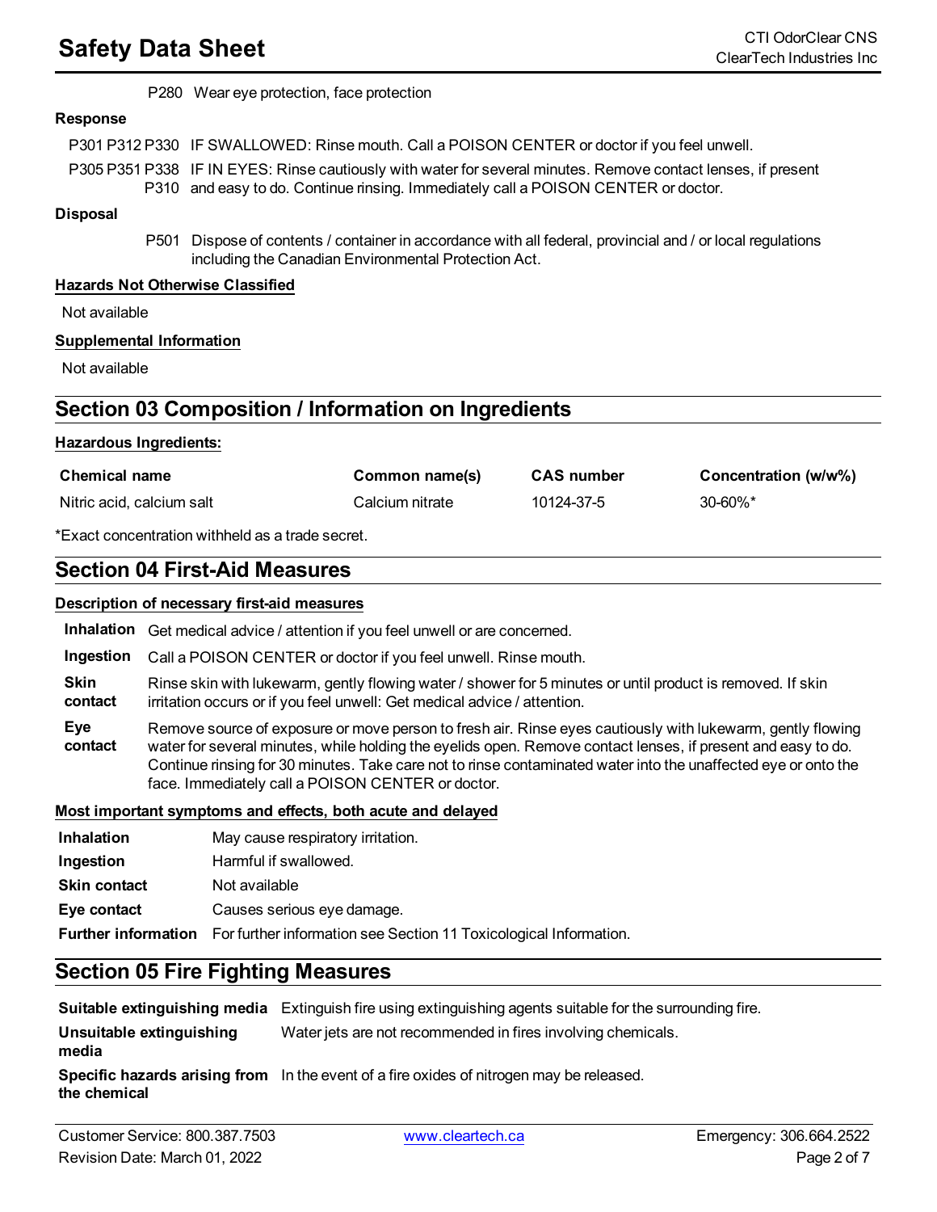P280 Wear eye protection, face protection

**Response**

P301 P312 P330 IF SWALLOWED: Rinse mouth. Call a POISON CENTER or doctor if you feel unwell.

P305 P351 P338 P310 IF IN EYES: Rinse cautiously with water for several minutes. Remove contact lenses, if present and easy to do. Continue rinsing. Immediately call a POISON CENTER or doctor.

**Disposal**

P501 Dispose of contents / container in accordance with all federal, provincial and / or local regulations including the Canadian Environmental Protection Act.

**Hazards Not Otherwise Classified**

Not available

**Supplemental Information**

Not available

## Section 03 Composition / Information on Ingredients

**Hazardous Ingredients:**

| Chemical name | Common name(s) | CAS number | Concentration (w/w%) |
|---|---|---|---|
| Nitric acid, calcium salt | Calcium nitrate | 10124-37-5 | 30-60%* |

*Exact concentration withheld as a trade secret.

## Section 04 First-Aid Measures

**Description of necessary first-aid measures**

**Inhalation** Get medical advice / attention if you feel unwell or are concerned.

**Ingestion** Call a POISON CENTER or doctor if you feel unwell. Rinse mouth.

**Skin contact** Rinse skin with lukewarm, gently flowing water / shower for 5 minutes or until product is removed. If skin irritation occurs or if you feel unwell: Get medical advice / attention.

**Eye contact** Remove source of exposure or move person to fresh air. Rinse eyes cautiously with lukewarm, gently flowing water for several minutes, while holding the eyelids open. Remove contact lenses, if present and easy to do. Continue rinsing for 30 minutes. Take care not to rinse contaminated water into the unaffected eye or onto the face. Immediately call a POISON CENTER or doctor.

**Most important symptoms and effects, both acute and delayed**

| | |
|---|---|
| **Inhalation** | May cause respiratory irritation. |
| **Ingestion** | Harmful if swallowed. |
| **Skin contact** | Not available |
| **Eye contact** | Causes serious eye damage. |
| **Further information** | For further information see Section 11 Toxicological Information. |

## Section 05 Fire Fighting Measures

| | |
|---|---|
| **Suitable extinguishing media** | Extinguish fire using extinguishing agents suitable for the surrounding fire. |
| **Unsuitable extinguishing media** | Water jets are not recommended in fires involving chemicals. |
| **Specific hazards arising from the chemical** | In the event of a fire oxides of nitrogen may be released. |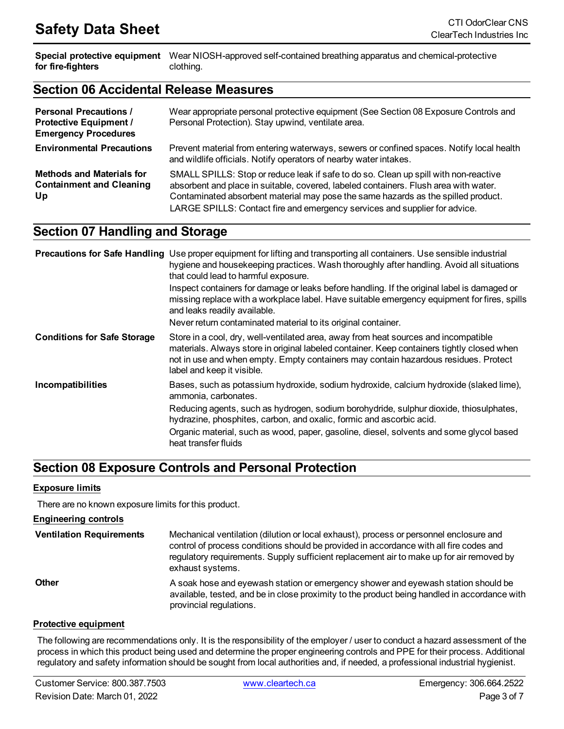| | |
|---|---|
| **Special protective equipment for fire-fighters** | Wear NIOSH-approved self-contained breathing apparatus and chemical-protective clothing. |

## Section 06 Accidental Release Measures

| | |
|---|---|
| **Personal Precautions / Protective Equipment / Emergency Procedures** | Wear appropriate personal protective equipment (See Section 08 Exposure Controls and Personal Protection). Stay upwind, ventilate area. |
| **Environmental Precautions** | Prevent material from entering waterways, sewers or confined spaces. Notify local health and wildlife officials. Notify operators of nearby water intakes. |
| **Methods and Materials for Containment and Cleaning Up** | SMALL SPILLS: Stop or reduce leak if safe to do so. Clean up spill with non-reactive absorbent and place in suitable, covered, labeled containers. Flush area with water. Contaminated absorbent material may pose the same hazards as the spilled product. LARGE SPILLS: Contact fire and emergency services and supplier for advice. |

## Section 07 Handling and Storage

| | |
|---|---|
| **Precautions for Safe Handling** | Use proper equipment for lifting and transporting all containers. Use sensible industrial hygiene and housekeeping practices. Wash thoroughly after handling. Avoid all situations that could lead to harmful exposure.<br>Inspect containers for damage or leaks before handling. If the original label is damaged or missing replace with a workplace label. Have suitable emergency equipment for fires, spills and leaks readily available.<br>Never return contaminated material to its original container. |
| **Conditions for Safe Storage** | Store in a cool, dry, well-ventilated area, away from heat sources and incompatible materials. Always store in original labeled container. Keep containers tightly closed when not in use and when empty. Empty containers may contain hazardous residues. Protect label and keep it visible. |
| **Incompatibilities** | Bases, such as potassium hydroxide, sodium hydroxide, calcium hydroxide (slaked lime), ammonia, carbonates.<br>Reducing agents, such as hydrogen, sodium borohydride, sulphur dioxide, thiosulphates, hydrazine, phosphites, carbon, and oxalic, formic and ascorbic acid.<br>Organic material, such as wood, paper, gasoline, diesel, solvents and some glycol based heat transfer fluids |

## Section 08 Exposure Controls and Personal Protection

**Exposure limits**

There are no known exposure limits for this product.

**Engineering controls**

| | |
|---|---|
| **Ventilation Requirements** | Mechanical ventilation (dilution or local exhaust), process or personnel enclosure and control of process conditions should be provided in accordance with all fire codes and regulatory requirements. Supply sufficient replacement air to make up for air removed by exhaust systems. |
| **Other** | A soak hose and eyewash station or emergency shower and eyewash station should be available, tested, and be in close proximity to the product being handled in accordance with provincial regulations. |

**Protective equipment**

The following are recommendations only. It is the responsibility of the employer / user to conduct a hazard assessment of the process in which this product being used and determine the proper engineering controls and PPE for their process. Additional regulatory and safety information should be sought from local authorities and, if needed, a professional industrial hygienist.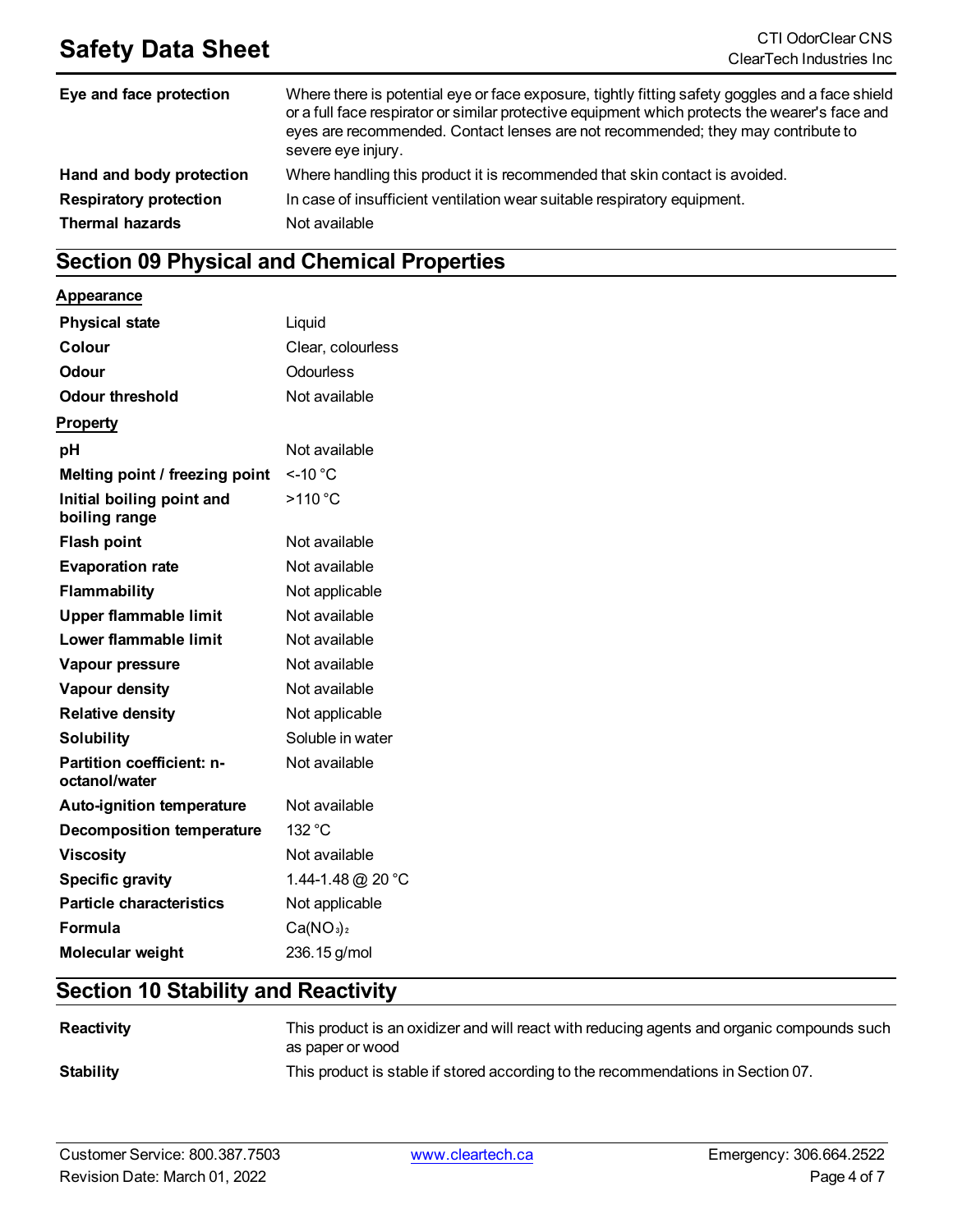| | |
|---|---|
| **Eye and face protection** | Where there is potential eye or face exposure, tightly fitting safety goggles and a face shield or a full face respirator or similar protective equipment which protects the wearer's face and eyes are recommended. Contact lenses are not recommended; they may contribute to severe eye injury. |
| **Hand and body protection** | Where handling this product it is recommended that skin contact is avoided. |
| **Respiratory protection** | In case of insufficient ventilation wear suitable respiratory equipment. |
| **Thermal hazards** | Not available |

## Section 09 Physical and Chemical Properties

**Appearance**

| | |
|---|---|
| **Physical state** | Liquid |
| **Colour** | Clear, colourless |
| **Odour** | Odourless |
| **Odour threshold** | Not available |

**Property**

| | |
|---|---|
| **pH** | Not available |
| **Melting point / freezing point** | <-10 °C |
| **Initial boiling point and boiling range** | >110 °C |
| **Flash point** | Not available |
| **Evaporation rate** | Not available |
| **Flammability** | Not applicable |
| **Upper flammable limit** | Not available |
| **Lower flammable limit** | Not available |
| **Vapour pressure** | Not available |
| **Vapour density** | Not available |
| **Relative density** | Not applicable |
| **Solubility** | Soluble in water |
| **Partition coefficient: n-octanol/water** | Not available |
| **Auto-ignition temperature** | Not available |
| **Decomposition temperature** | 132 °C |
| **Viscosity** | Not available |
| **Specific gravity** | 1.44-1.48 @ 20 °C |
| **Particle characteristics** | Not applicable |
| **Formula** | $Ca(NO_3)_2$ |
| **Molecular weight** | 236.15 g/mol |

## Section 10 Stability and Reactivity

| | |
|---|---|
| **Reactivity** | This product is an oxidizer and will react with reducing agents and organic compounds such as paper or wood |
| **Stability** | This product is stable if stored according to the recommendations in Section 07. |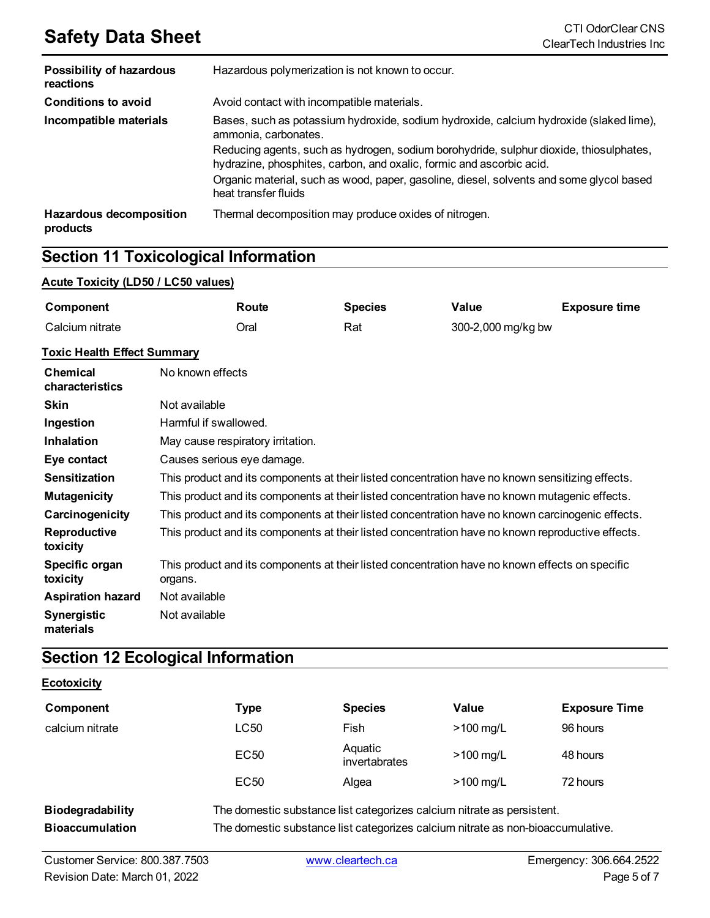| | |
|---|---|
| **Possibility of hazardous reactions** | Hazardous polymerization is not known to occur. |
| **Conditions to avoid** | Avoid contact with incompatible materials. |
| **Incompatible materials** | Bases, such as potassium hydroxide, sodium hydroxide, calcium hydroxide (slaked lime), ammonia, carbonates.<br>Reducing agents, such as hydrogen, sodium borohydride, sulphur dioxide, thiosulphates, hydrazine, phosphites, carbon, and oxalic, formic and ascorbic acid.<br>Organic material, such as wood, paper, gasoline, diesel, solvents and some glycol based heat transfer fluids |
| **Hazardous decomposition products** | Thermal decomposition may produce oxides of nitrogen. |

## Section 11 Toxicological Information

**Acute Toxicity (LD50 / LC50 values)**

| Component | Route | Species | Value | Exposure time |
|---|---|---|---|---|
| Calcium nitrate | Oral | Rat | 300-2,000 mg/kg bw | |

**Toxic Health Effect Summary**

| | |
|---|---|
| **Chemical characteristics** | No known effects |
| **Skin** | Not available |
| **Ingestion** | Harmful if swallowed. |
| **Inhalation** | May cause respiratory irritation. |
| **Eye contact** | Causes serious eye damage. |
| **Sensitization** | This product and its components at their listed concentration have no known sensitizing effects. |
| **Mutagenicity** | This product and its components at their listed concentration have no known mutagenic effects. |
| **Carcinogenicity** | This product and its components at their listed concentration have no known carcinogenic effects. |
| **Reproductive toxicity** | This product and its components at their listed concentration have no known reproductive effects. |
| **Specific organ toxicity** | This product and its components at their listed concentration have no known effects on specific organs. |
| **Aspiration hazard** | Not available |
| **Synergistic materials** | Not available |

## Section 12 Ecological Information

**Ecotoxicity**

| Component | Type | Species | Value | Exposure Time |
|---|---|---|---|---|
| calcium nitrate | LC50 | Fish | >100 mg/L | 96 hours |
| | EC50 | Aquatic invertabrates | >100 mg/L | 48 hours |
| | EC50 | Algea | >100 mg/L | 72 hours |

| | |
|---|---|
| **Biodegradability** | The domestic substance list categorizes calcium nitrate as persistent. |
| **Bioaccumulation** | The domestic substance list categorizes calcium nitrate as non-bioaccumulative. |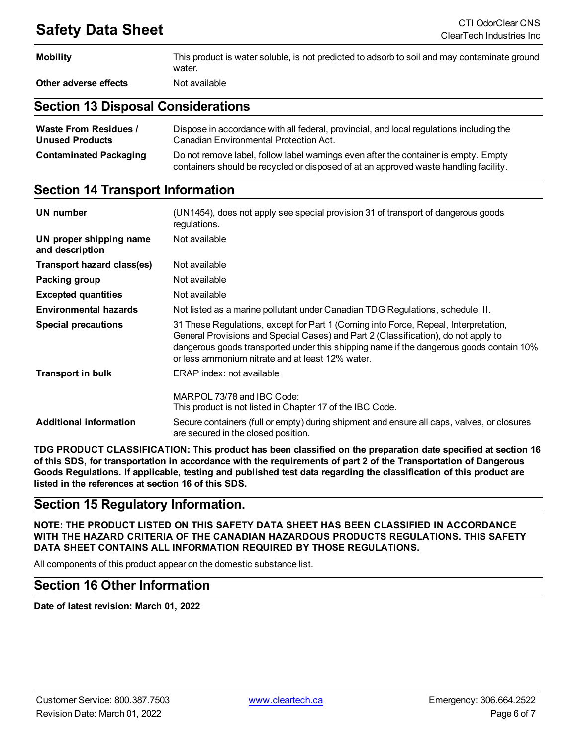| | |
|---|---|
| **Mobility** | This product is water soluble, is not predicted to adsorb to soil and may contaminate ground water. |
| **Other adverse effects** | Not available |

## Section 13 Disposal Considerations

| | |
|---|---|
| **Waste From Residues / Unused Products** | Dispose in accordance with all federal, provincial, and local regulations including the Canadian Environmental Protection Act. |
| **Contaminated Packaging** | Do not remove label, follow label warnings even after the container is empty. Empty containers should be recycled or disposed of at an approved waste handling facility. |

## Section 14 Transport Information

| | |
|---|---|
| **UN number** | (UN1454), does not apply see special provision 31 of transport of dangerous goods regulations. |
| **UN proper shipping name and description** | Not available |
| **Transport hazard class(es)** | Not available |
| **Packing group** | Not available |
| **Excepted quantities** | Not available |
| **Environmental hazards** | Not listed as a marine pollutant under Canadian TDG Regulations, schedule III. |
| **Special precautions** | 31 These Regulations, except for Part 1 (Coming into Force, Repeal, Interpretation, General Provisions and Special Cases) and Part 2 (Classification), do not apply to dangerous goods transported under this shipping name if the dangerous goods contain 10% or less ammonium nitrate and at least 12% water. |
| **Transport in bulk** | ERAP index: not available<br><br>MARPOL 73/78 and IBC Code:<br>This product is not listed in Chapter 17 of the IBC Code. |
| **Additional information** | Secure containers (full or empty) during shipment and ensure all caps, valves, or closures are secured in the closed position. |

**TDG PRODUCT CLASSIFICATION: This product has been classified on the preparation date specified at section 16 of this SDS, for transportation in accordance with the requirements of part 2 of the Transportation of Dangerous Goods Regulations. If applicable, testing and published test data regarding the classification of this product are listed in the references at section 16 of this SDS.**

## Section 15 Regulatory Information.

**NOTE: THE PRODUCT LISTED ON THIS SAFETY DATA SHEET HAS BEEN CLASSIFIED IN ACCORDANCE WITH THE HAZARD CRITERIA OF THE CANADIAN HAZARDOUS PRODUCTS REGULATIONS. THIS SAFETY DATA SHEET CONTAINS ALL INFORMATION REQUIRED BY THOSE REGULATIONS.**

All components of this product appear on the domestic substance list.

## Section 16 Other Information

**Date of latest revision: March 01, 2022**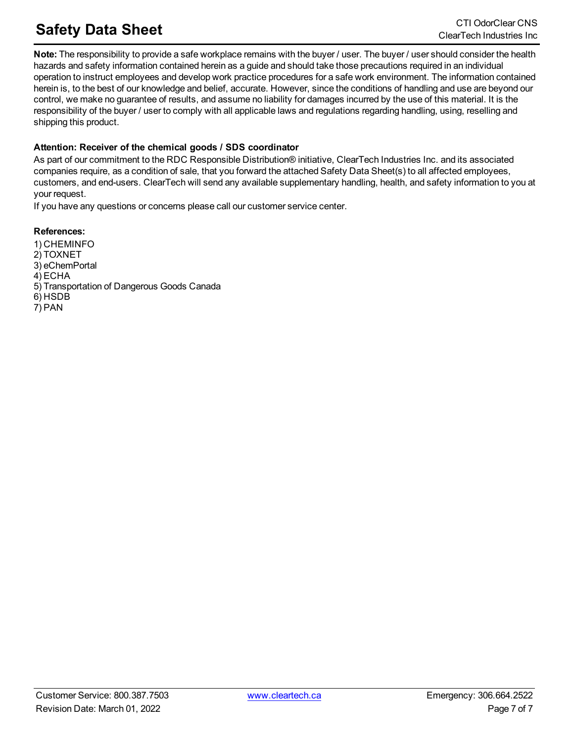**Note:** The responsibility to provide a safe workplace remains with the buyer / user. The buyer / user should consider the health hazards and safety information contained herein as a guide and should take those precautions required in an individual operation to instruct employees and develop work practice procedures for a safe work environment. The information contained herein is, to the best of our knowledge and belief, accurate. However, since the conditions of handling and use are beyond our control, we make no guarantee of results, and assume no liability for damages incurred by the use of this material. It is the responsibility of the buyer / user to comply with all applicable laws and regulations regarding handling, using, reselling and shipping this product.

**Attention: Receiver of the chemical goods / SDS coordinator**

As part of our commitment to the RDC Responsible Distribution® initiative, ClearTech Industries Inc. and its associated companies require, as a condition of sale, that you forward the attached Safety Data Sheet(s) to all affected employees, customers, and end-users. ClearTech will send any available supplementary handling, health, and safety information to you at your request.

If you have any questions or concerns please call our customer service center.

**References:**

1) CHEMINFO
2) TOXNET
3) eChemPortal
4) ECHA
5) Transportation of Dangerous Goods Canada
6) HSDB
7) PAN